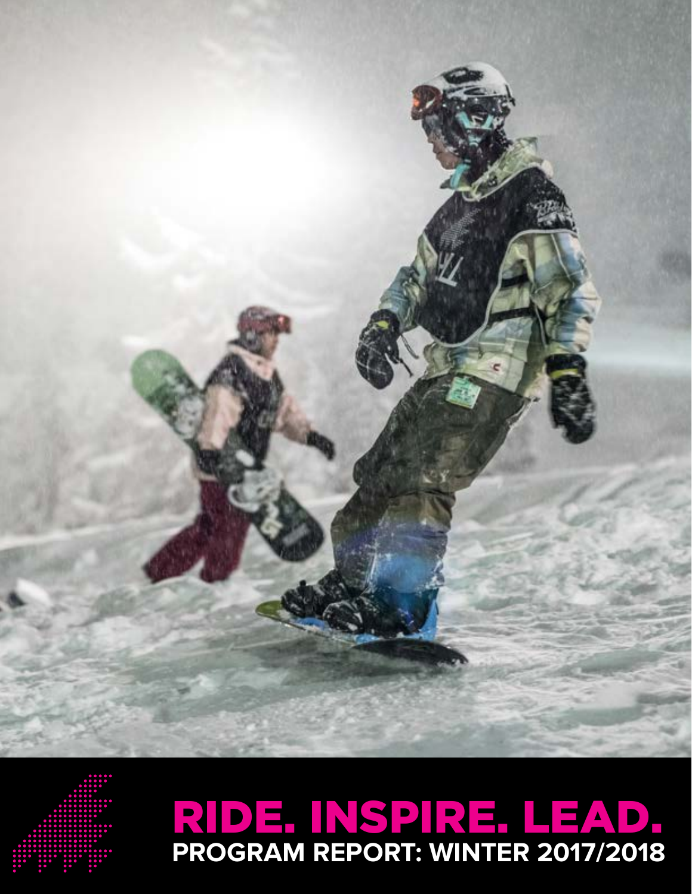# RIDE. INSPIRE. LEAD.

## PROGRAM REPORT: WINTER 2017/2018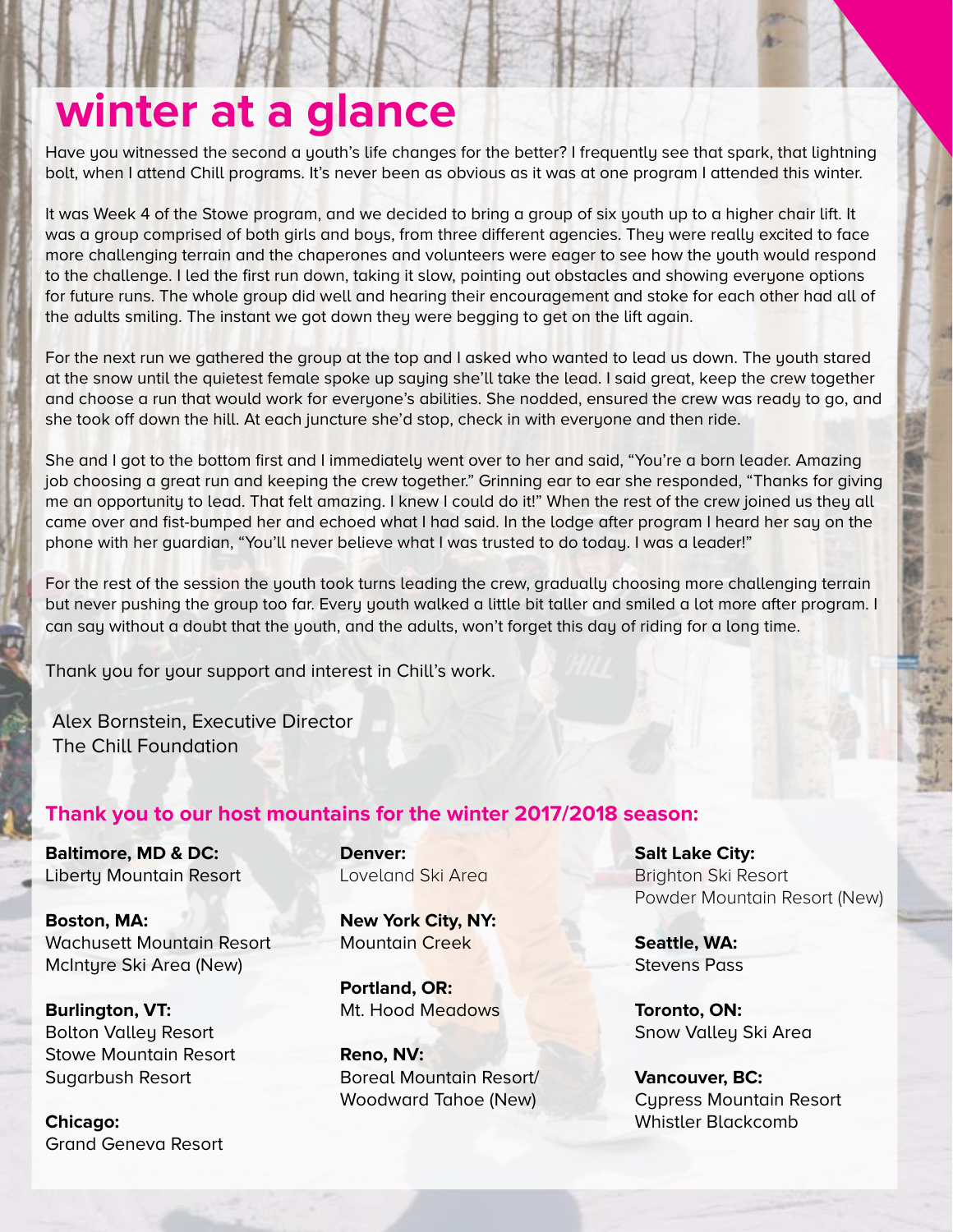# winter at a glance

Have you witnessed the second a youth's life changes for the better? I frequently see that spark, that lightning bolt, when I attend Chill programs. It's never been as obvious as it was at one program I attended this winter.

It was Week 4 of the Stowe program, and we decided to bring a group of six youth up to a higher chair lift. It was a group comprised of both girls and boys, from three different agencies. They were really excited to face more challenging terrain and the chaperones and volunteers were eager to see how the youth would respond to the challenge. I led the first run down, taking it slow, pointing out obstacles and showing everyone options for future runs. The whole group did well and hearing their encouragement and stoke for each other had all of the adults smiling. The instant we got down they were begging to get on the lift again.

For the next run we gathered the group at the top and I asked who wanted to lead us down. The youth stared at the snow until the quietest female spoke up saying she'll take the lead. I said great, keep the crew together and choose a run that would work for everyone's abilities. She nodded, ensured the crew was ready to go, and she took off down the hill. At each juncture she'd stop, check in with everyone and then ride.

She and I got to the bottom first and I immediately went over to her and said, "You're a born leader. Amazing job choosing a great run and keeping the crew together." Grinning ear to ear she responded, "Thanks for giving me an opportunity to lead. That felt amazing. I knew I could do it!" When the rest of the crew joined us they all came over and fist-bumped her and echoed what I had said. In the lodge after program I heard her say on the phone with her guardian, "You'll never believe what I was trusted to do today. I was a leader!"

For the rest of the session the youth took turns leading the crew, gradually choosing more challenging terrain but never pushing the group too far. Every youth walked a little bit taller and smiled a lot more after program. I can say without a doubt that the youth, and the adults, won't forget this day of riding for a long time.

Thank you for your support and interest in Chill's work.

Alex Bornstein, Executive Director
The Chill Foundation

## Thank you to our host mountains for the winter 2017/2018 season:

**Baltimore, MD & DC:**
Liberty Mountain Resort

**Boston, MA:**
Wachusett Mountain Resort
McIntyre Ski Area (New)

**Burlington, VT:**
Bolton Valley Resort
Stowe Mountain Resort
Sugarbush Resort

**Chicago:**
Grand Geneva Resort

**Denver:**
Loveland Ski Area

**New York City, NY:**
Mountain Creek

**Portland, OR:**
Mt. Hood Meadows

**Reno, NV:**
Boreal Mountain Resort/
Woodward Tahoe (New)

**Salt Lake City:**
Brighton Ski Resort
Powder Mountain Resort (New)

**Seattle, WA:**
Stevens Pass

**Toronto, ON:**
Snow Valley Ski Area

**Vancouver, BC:**
Cypress Mountain Resort
Whistler Blackcomb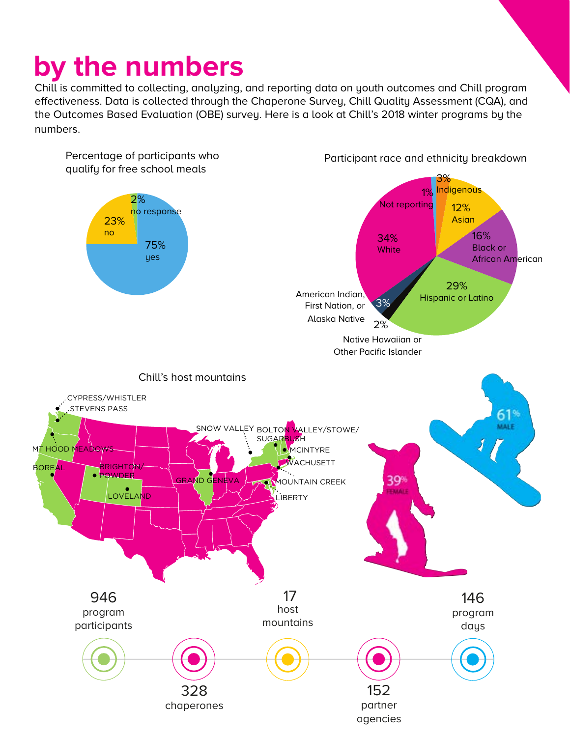# by the numbers

Chill is committed to collecting, analyzing, and reporting data on youth outcomes and Chill program effectiveness. Data is collected through the Chaperone Survey, Chill Quality Assessment (CQA), and the Outcomes Based Evaluation (OBE) survey. Here is a look at Chill's 2018 winter programs by the numbers.

## Percentage of participants who qualify for free school meals

- 75% yes
- 23% no
- 2% no response

## Participant race and ethnicity breakdown

- 34% White
- 29% Hispanic or Latino
- 16% Black or African American
- 12% Asian
- 3% Indigenous
- 3% American Indian, First Nation, or Alaska Native
- 2% Native Hawaiian or Other Pacific Islander
- 1% Not reporting

## Chill's host mountains

CYPRESS/WHISTLER, STEVENS PASS, MT HOOD MEADOWS, BOREAL, BRIGHTON/ POWDER, LOVELAND, GRAND GENEVA, SNOW VALLEY, BOLTON VALLEY/STOWE/ SUGARBUSH, MCINTYRE, WACHUSETT, MOUNTAIN CREEK, LIBERTY

61% MALE

39% FEMALE

- 946 program participants
- 328 chaperones
- 17 host mountains
- 152 partner agencies
- 146 program days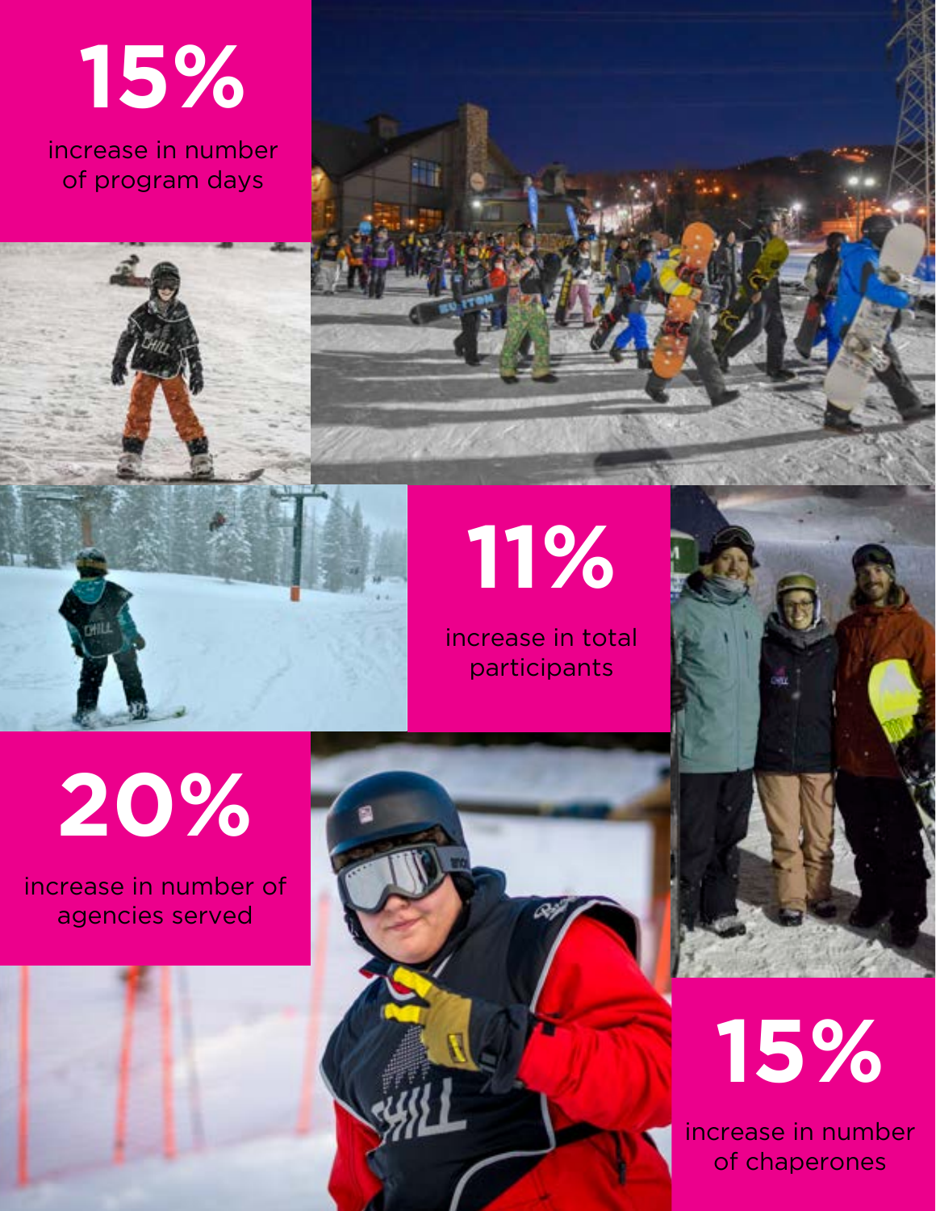**15%**

increase in number of program days

**11%**

increase in total participants

**20%**

increase in number of agencies served

**15%**

increase in number of chaperones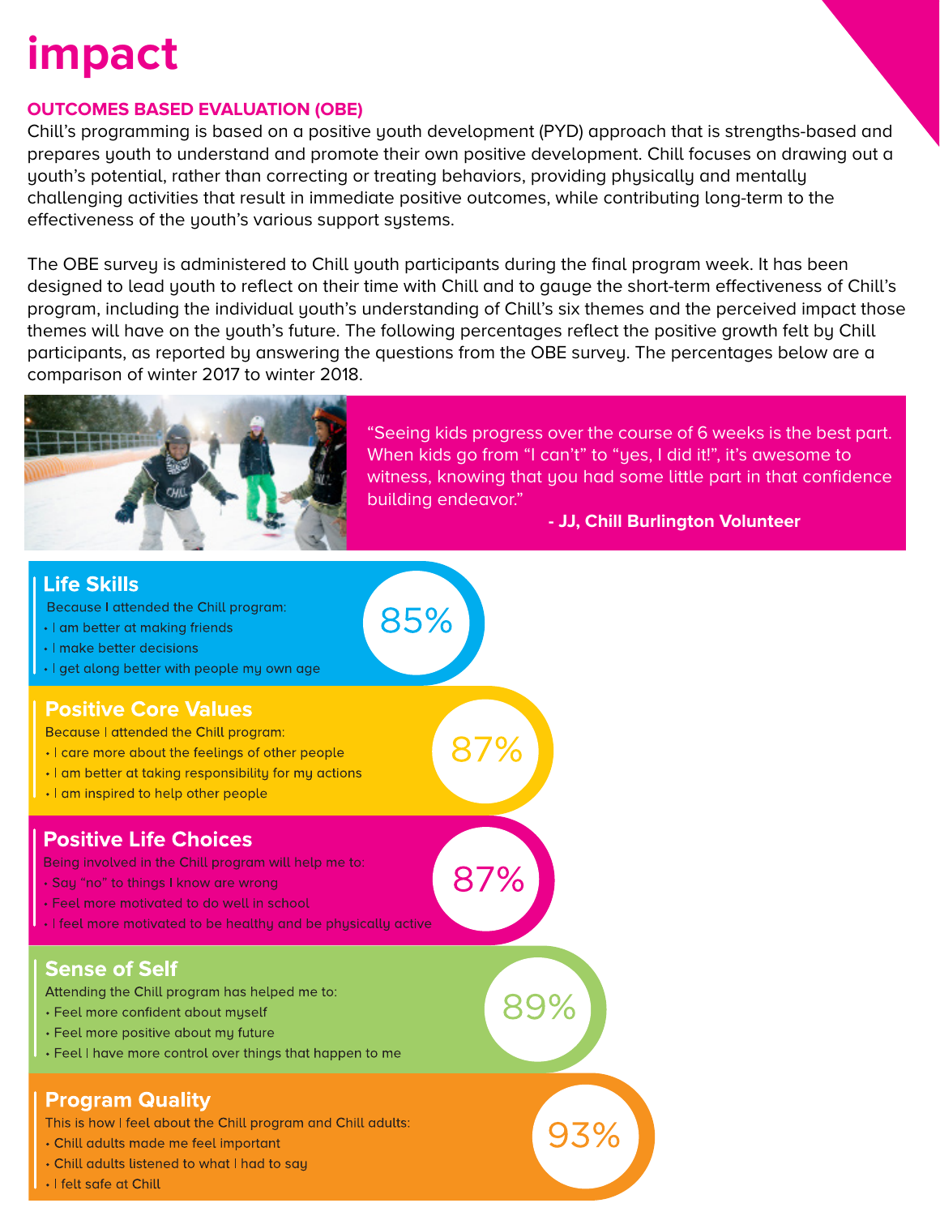# impact

## OUTCOMES BASED EVALUATION (OBE)

Chill's programming is based on a positive youth development (PYD) approach that is strengths-based and prepares youth to understand and promote their own positive development. Chill focuses on drawing out a youth's potential, rather than correcting or treating behaviors, providing physically and mentally challenging activities that result in immediate positive outcomes, while contributing long-term to the effectiveness of the youth's various support systems.

The OBE survey is administered to Chill youth participants during the final program week. It has been designed to lead youth to reflect on their time with Chill and to gauge the short-term effectiveness of Chill's program, including the individual youth's understanding of Chill's six themes and the perceived impact those themes will have on the youth's future. The following percentages reflect the positive growth felt by Chill participants, as reported by answering the questions from the OBE survey. The percentages below are a comparison of winter 2017 to winter 2018.

"Seeing kids progress over the course of 6 weeks is the best part. When kids go from "I can't" to "yes, I did it!", it's awesome to witness, knowing that you had some little part in that confidence building endeavor."

**- JJ, Chill Burlington Volunteer**

### Life Skills

Because I attended the Chill program:

- I am better at making friends
- I make better decisions
- I get along better with people my own age

**85%**

### Positive Core Values

Because I attended the Chill program:

- I care more about the feelings of other people
- I am better at taking responsibility for my actions
- I am inspired to help other people

**87%**

### Positive Life Choices

Being involved in the Chill program will help me to:

- Say "no" to things I know are wrong
- Feel more motivated to do well in school
- I feel more motivated to be healthy and be physically active

**87%**

### Sense of Self

Attending the Chill program has helped me to:

- Feel more confident about myself
- Feel more positive about my future
- Feel I have more control over things that happen to me

**89%**

### Program Quality

This is how I feel about the Chill program and Chill adults:

- Chill adults made me feel important
- Chill adults listened to what I had to say
- I felt safe at Chill

**93%**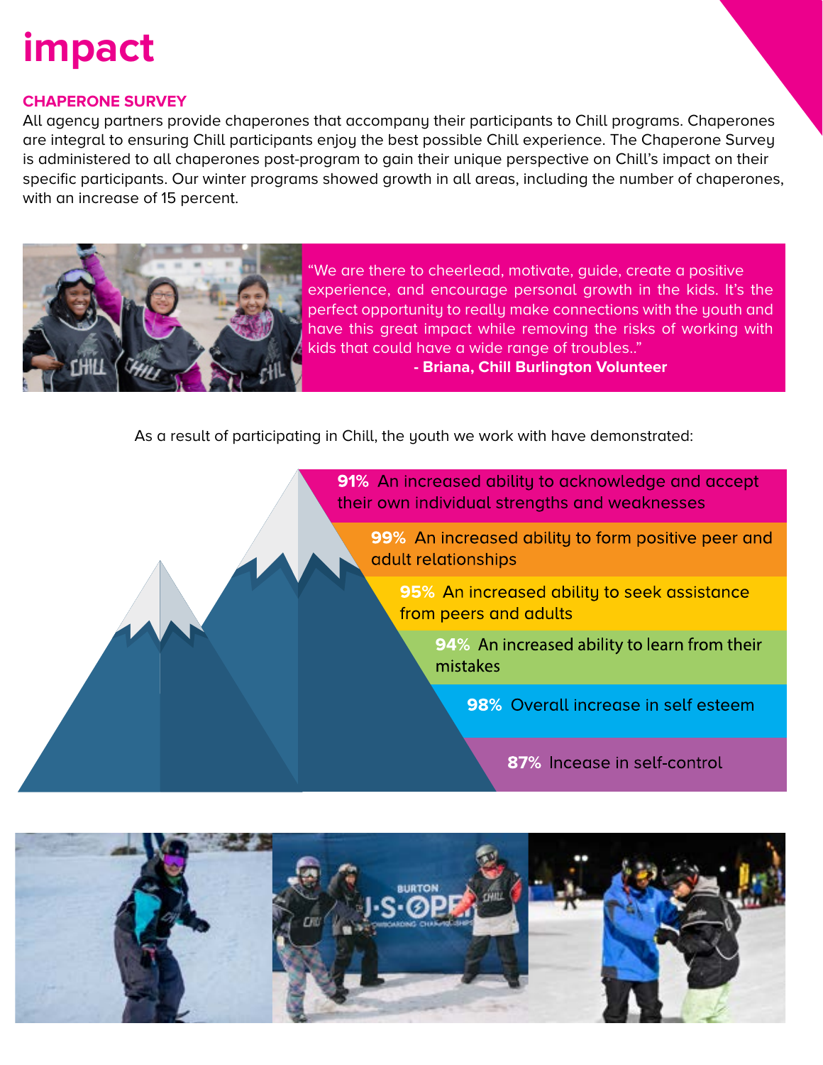# impact

## CHAPERONE SURVEY

All agency partners provide chaperones that accompany their participants to Chill programs. Chaperones are integral to ensuring Chill participants enjoy the best possible Chill experience. The Chaperone Survey is administered to all chaperones post-program to gain their unique perspective on Chill's impact on their specific participants. Our winter programs showed growth in all areas, including the number of chaperones, with an increase of 15 percent.

"We are there to cheerlead, motivate, guide, create a positive experience, and encourage personal growth in the kids. It's the perfect opportunity to really make connections with the youth and have this great impact while removing the risks of working with kids that could have a wide range of troubles.."

**- Briana, Chill Burlington Volunteer**

As a result of participating in Chill, the youth we work with have demonstrated:

- **91%** An increased ability to acknowledge and accept their own individual strengths and weaknesses
- **99%** An increased ability to form positive peer and adult relationships
- **95%** An increased ability to seek assistance from peers and adults
- **94%** An increased ability to learn from their mistakes
- **98%** Overall increase in self esteem
- **87%** Incease in self-control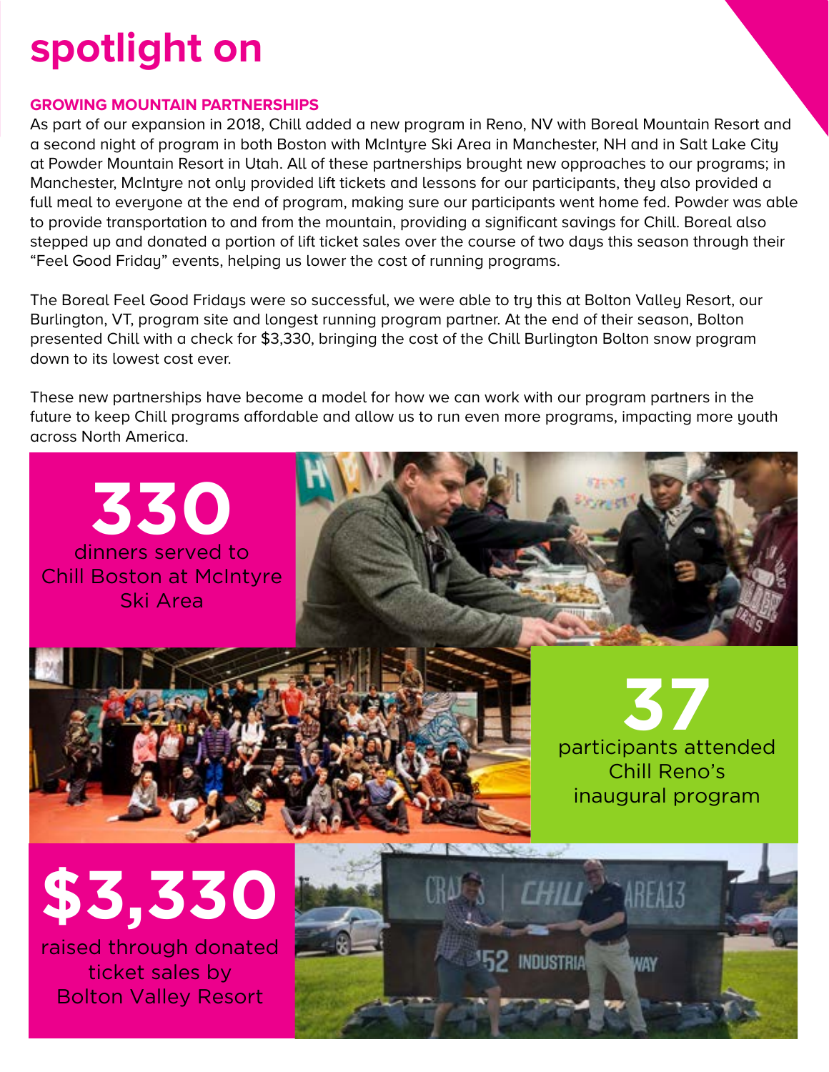# spotlight on

## GROWING MOUNTAIN PARTNERSHIPS

As part of our expansion in 2018, Chill added a new program in Reno, NV with Boreal Mountain Resort and a second night of program in both Boston with McIntyre Ski Area in Manchester, NH and in Salt Lake City at Powder Mountain Resort in Utah. All of these partnerships brought new opproaches to our programs; in Manchester, McIntyre not only provided lift tickets and lessons for our participants, they also provided a full meal to everyone at the end of program, making sure our participants went home fed. Powder was able to provide transportation to and from the mountain, providing a significant savings for Chill. Boreal also stepped up and donated a portion of lift ticket sales over the course of two days this season through their "Feel Good Friday" events, helping us lower the cost of running programs.

The Boreal Feel Good Fridays were so successful, we were able to try this at Bolton Valley Resort, our Burlington, VT, program site and longest running program partner. At the end of their season, Bolton presented Chill with a check for $3,330, bringing the cost of the Chill Burlington Bolton snow program down to its lowest cost ever.

These new partnerships have become a model for how we can work with our program partners in the future to keep Chill programs affordable and allow us to run even more programs, impacting more youth across North America.

**330**
dinners served to Chill Boston at McIntyre Ski Area

**37**
participants attended Chill Reno's inaugural program

**$3,330**
raised through donated ticket sales by Bolton Valley Resort